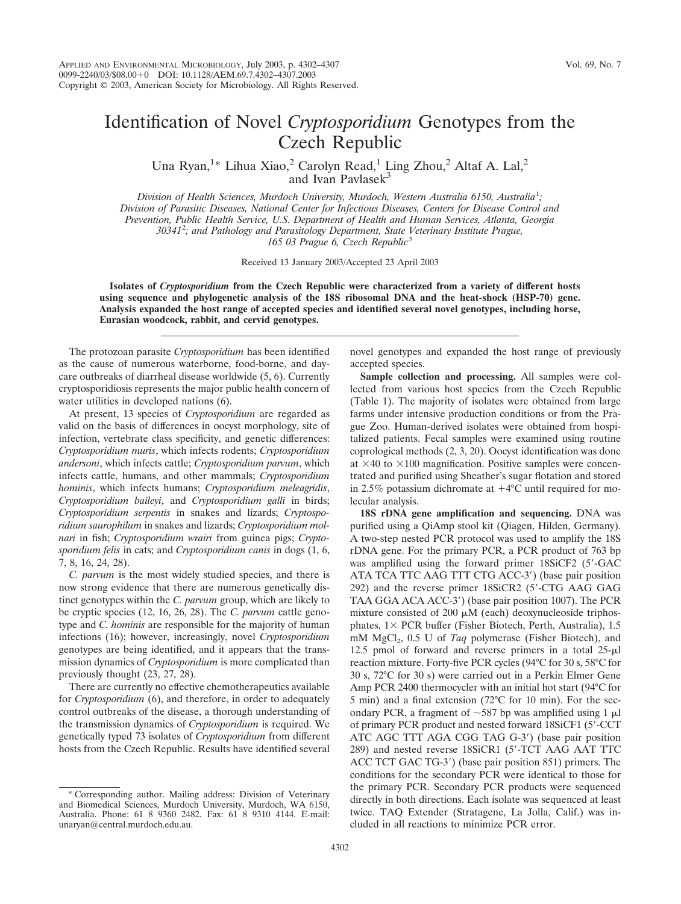# Identification of Novel *Cryptosporidium* Genotypes from the Czech Republic

Una Ryan,[1]* Lihua Xiao,[2] Carolyn Read,[1] Ling Zhou,[2] Altaf A. Lal,[2] and Ivan Pavlasek[3]

*Division of Health Sciences, Murdoch University, Murdoch, Western Australia 6150, Australia[1]; Division of Parasitic Diseases, National Center for Infectious Diseases, Centers for Disease Control and Prevention, Public Health Service, U.S. Department of Health and Human Services, Atlanta, Georgia 30341[2]; and Pathology and Parasitology Department, State Veterinary Institute Prague, 165 03 Prague 6, Czech Republic[3]*

Received 13 January 2003/Accepted 23 April 2003

**Isolates of *Cryptosporidium* from the Czech Republic were characterized from a variety of different hosts using sequence and phylogenetic analysis of the 18S ribosomal DNA and the heat-shock (HSP-70) gene. Analysis expanded the host range of accepted species and identified several novel genotypes, including horse, Eurasian woodcock, rabbit, and cervid genotypes.**

The protozoan parasite *Cryptosporidium* has been identified as the cause of numerous waterborne, food-borne, and day-care outbreaks of diarrheal disease worldwide (5, 6). Currently cryptosporidiosis represents the major public health concern of water utilities in developed nations (6).

At present, 13 species of *Cryptosporidium* are regarded as valid on the basis of differences in oocyst morphology, site of infection, vertebrate class specificity, and genetic differences: *Cryptosporidium muris*, which infects rodents; *Cryptosporidium andersoni*, which infects cattle; *Cryptosporidium parvum*, which infects cattle, humans, and other mammals; *Cryptosporidium hominis*, which infects humans; *Cryptosporidium meleagridis*, *Cryptosporidium baileyi*, and *Cryptosporidium galli* in birds; *Cryptosporidium serpentis* in snakes and lizards; *Cryptosporidium saurophilum* in snakes and lizards; *Cryptosporidium molnari* in fish; *Cryptosporidium wrairi* from guinea pigs; *Cryptosporidium felis* in cats; and *Cryptosporidium canis* in dogs (1, 6, 7, 8, 16, 24, 28).

*C. parvum* is the most widely studied species, and there is now strong evidence that there are numerous genetically distinct genotypes within the *C. parvum* group, which are likely to be cryptic species (12, 16, 26, 28). The *C. parvum* cattle genotype and *C. hominis* are responsible for the majority of human infections (16); however, increasingly, novel *Cryptosporidium* genotypes are being identified, and it appears that the transmission dynamics of *Cryptosporidium* is more complicated than previously thought (23, 27, 28).

There are currently no effective chemotherapeutics available for *Cryptosporidium* (6), and therefore, in order to adequately control outbreaks of the disease, a thorough understanding of the transmission dynamics of *Cryptosporidium* is required. We genetically typed 73 isolates of *Cryptosporidium* from different hosts from the Czech Republic. Results have identified several novel genotypes and expanded the host range of previously accepted species.

**Sample collection and processing.** All samples were collected from various host species from the Czech Republic (Table 1). The majority of isolates were obtained from large farms under intensive production conditions or from the Prague Zoo. Human-derived isolates were obtained from hospitalized patients. Fecal samples were examined using routine coprological methods (2, 3, 20). Oocyst identification was done at ×40 to ×100 magnification. Positive samples were concentrated and purified using Sheather's sugar flotation and stored in 2.5% potassium dichromate at +4°C until required for molecular analysis.

**18S rDNA gene amplification and sequencing.** DNA was purified using a QiAmp stool kit (Qiagen, Hilden, Germany). A two-step nested PCR protocol was used to amplify the 18S rDNA gene. For the primary PCR, a PCR product of 763 bp was amplified using the forward primer 18SiCF2 (5′-GAC ATA TCA TTC AAG TTT CTG ACC-3′) (base pair position 292) and the reverse primer 18SiCR2 (5′-CTG AAG GAG TAA GGA ACA ACC-3′) (base pair position 1007). The PCR mixture consisted of 200 μM (each) deoxynucleoside triphosphates, 1× PCR buffer (Fisher Biotech, Perth, Australia), 1.5 mM $MgCl_2$, 0.5 U of *Taq* polymerase (Fisher Biotech), and 12.5 pmol of forward and reverse primers in a total 25-μl reaction mixture. Forty-five PCR cycles (94°C for 30 s, 58°C for 30 s, 72°C for 30 s) were carried out in a Perkin Elmer Gene Amp PCR 2400 thermocycler with an initial hot start (94°C for 5 min) and a final extension (72°C for 10 min). For the secondary PCR, a fragment of ~587 bp was amplified using 1 μl of primary PCR product and nested forward 18SiCF1 (5′-CCT ATC AGC TTT AGA CGG TAG G-3′) (base pair position 289) and nested reverse 18SiCR1 (5′-TCT AAG AAT TTC ACC TCT GAC TG-3′) (base pair position 851) primers. The conditions for the secondary PCR were identical to those for the primary PCR. Secondary PCR products were sequenced directly in both directions. Each isolate was sequenced at least twice. TAQ Extender (Stratagene, La Jolla, Calif.) was included in all reactions to minimize PCR error.

\* Corresponding author. Mailing address: Division of Veterinary and Biomedical Sciences, Murdoch University, Murdoch, WA 6150, Australia. Phone: 61 8 9360 2482. Fax: 61 8 9310 4144. E-mail: unaryan@central.murdoch.edu.au.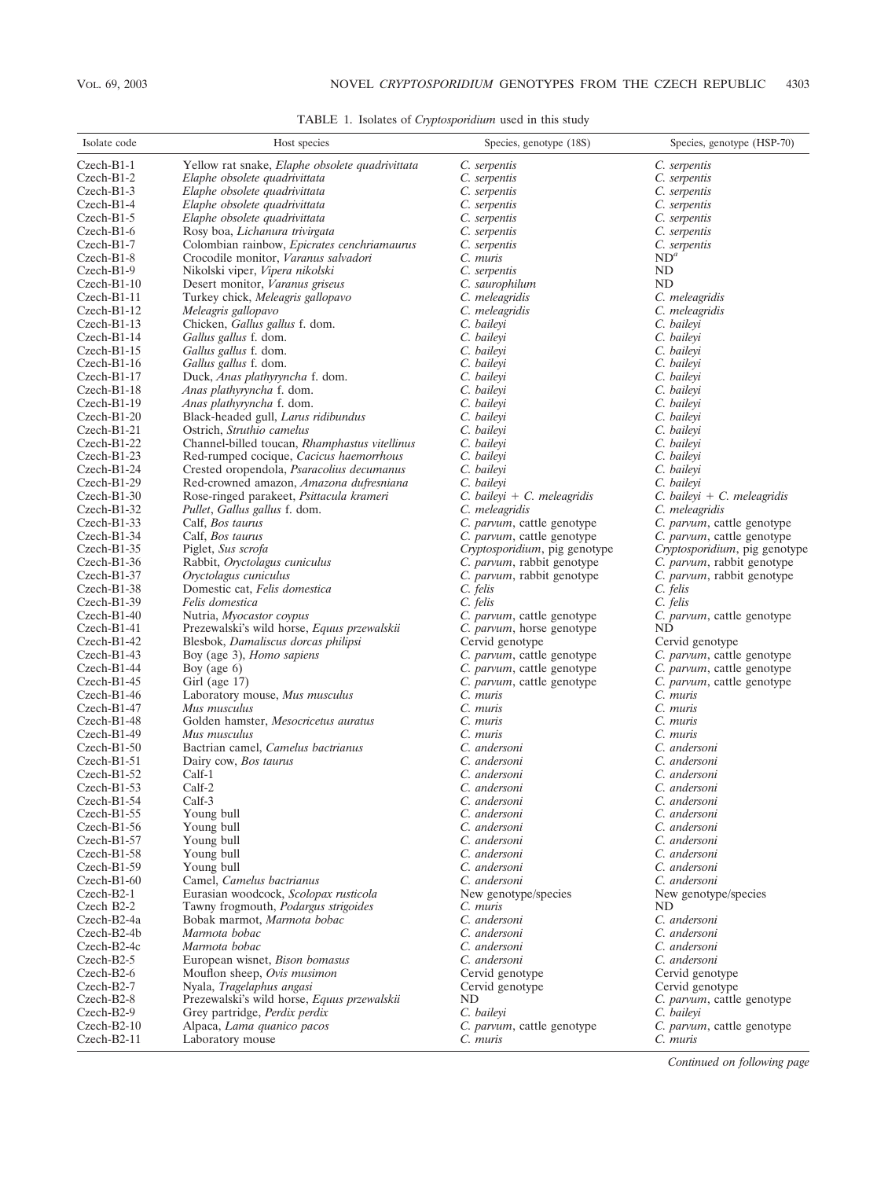TABLE 1. Isolates of *Cryptosporidium* used in this study

| Isolate code | Host species | Species, genotype (18S) | Species, genotype (HSP-70) |
|---|---|---|---|
| Czech-B1-1 | Yellow rat snake, *Elaphe obsolete quadrivittata* | *C. serpentis* | *C. serpentis* |
| Czech-B1-2 | *Elaphe obsolete quadrivittata* | *C. serpentis* | *C. serpentis* |
| Czech-B1-3 | *Elaphe obsolete quadrivittata* | *C. serpentis* | *C. serpentis* |
| Czech-B1-4 | *Elaphe obsolete quadrivittata* | *C. serpentis* | *C. serpentis* |
| Czech-B1-5 | *Elaphe obsolete quadrivittata* | *C. serpentis* | *C. serpentis* |
| Czech-B1-6 | Rosy boa, *Lichanura trivirgata* | *C. serpentis* | *C. serpentis* |
| Czech-B1-7 | Colombian rainbow, *Epicrates cenchriamaurus* | *C. serpentis* | *C. serpentis* |
| Czech-B1-8 | Crocodile monitor, *Varanus salvadori* | *C. muris* | ND[a] |
| Czech-B1-9 | Nikolski viper, *Vipera nikolski* | *C. serpentis* | ND |
| Czech-B1-10 | Desert monitor, *Varanus griseus* | *C. saurophilum* | ND |
| Czech-B1-11 | Turkey chick, *Meleagris gallopavo* | *C. meleagridis* | *C. meleagridis* |
| Czech-B1-12 | *Meleagris gallopavo* | *C. meleagridis* | *C. meleagridis* |
| Czech-B1-13 | Chicken, *Gallus gallus* f. dom. | *C. baileyi* | *C. baileyi* |
| Czech-B1-14 | *Gallus gallus* f. dom. | *C. baileyi* | *C. baileyi* |
| Czech-B1-15 | *Gallus gallus* f. dom. | *C. baileyi* | *C. baileyi* |
| Czech-B1-16 | *Gallus gallus* f. dom. | *C. baileyi* | *C. baileyi* |
| Czech-B1-17 | Duck, *Anas plathyryncha* f. dom. | *C. baileyi* | *C. baileyi* |
| Czech-B1-18 | *Anas plathyryncha* f. dom. | *C. baileyi* | *C. baileyi* |
| Czech-B1-19 | *Anas plathyryncha* f. dom. | *C. baileyi* | *C. baileyi* |
| Czech-B1-20 | Black-headed gull, *Larus ridibundus* | *C. baileyi* | *C. baileyi* |
| Czech-B1-21 | Ostrich, *Struthio camelus* | *C. baileyi* | *C. baileyi* |
| Czech-B1-22 | Channel-billed toucan, *Rhamphastus vitellinus* | *C. baileyi* | *C. baileyi* |
| Czech-B1-23 | Red-rumped cocique, *Cacicus haemorrhous* | *C. baileyi* | *C. baileyi* |
| Czech-B1-24 | Crested oropendola, *Psaracolius decumanus* | *C. baileyi* | *C. baileyi* |
| Czech-B1-29 | Red-crowned amazon, *Amazona dufresniana* | *C. baileyi* | *C. baileyi* |
| Czech-B1-30 | Rose-ringed parakeet, *Psittacula krameri* | *C. baileyi* + *C. meleagridis* | *C. baileyi* + *C. meleagridis* |
| Czech-B1-32 | *Pullet*, *Gallus gallus* f. dom. | *C. meleagridis* | *C. meleagridis* |
| Czech-B1-33 | Calf, *Bos taurus* | *C. parvum*, cattle genotype | *C. parvum*, cattle genotype |
| Czech-B1-34 | Calf, *Bos taurus* | *C. parvum*, cattle genotype | *C. parvum*, cattle genotype |
| Czech-B1-35 | Piglet, *Sus scrofa* | *Cryptosporidium*, pig genotype | *Cryptosporidium*, pig genotype |
| Czech-B1-36 | Rabbit, *Oryctolagus cuniculus* | *C. parvum*, rabbit genotype | *C. parvum*, rabbit genotype |
| Czech-B1-37 | *Oryctolagus cuniculus* | *C. parvum*, rabbit genotype | *C. parvum*, rabbit genotype |
| Czech-B1-38 | Domestic cat, *Felis domestica* | *C. felis* | *C. felis* |
| Czech-B1-39 | *Felis domestica* | *C. felis* | *C. felis* |
| Czech-B1-40 | Nutria, *Myocastor coypus* | *C. parvum*, cattle genotype | *C. parvum*, cattle genotype |
| Czech-B1-41 | Prezewalski's wild horse, *Equus przewalskii* | *C. parvum*, horse genotype | ND |
| Czech-B1-42 | Blesbok, *Damaliscus dorcas philipsi* | Cervid genotype | Cervid genotype |
| Czech-B1-43 | Boy (age 3), *Homo sapiens* | *C. parvum*, cattle genotype | *C. parvum*, cattle genotype |
| Czech-B1-44 | Boy (age 6) | *C. parvum*, cattle genotype | *C. parvum*, cattle genotype |
| Czech-B1-45 | Girl (age 17) | *C. parvum*, cattle genotype | *C. parvum*, cattle genotype |
| Czech-B1-46 | Laboratory mouse, *Mus musculus* | *C. muris* | *C. muris* |
| Czech-B1-47 | *Mus musculus* | *C. muris* | *C. muris* |
| Czech-B1-48 | Golden hamster, *Mesocricetus auratus* | *C. muris* | *C. muris* |
| Czech-B1-49 | *Mus musculus* | *C. muris* | *C. muris* |
| Czech-B1-50 | Bactrian camel, *Camelus bactrianus* | *C. andersoni* | *C. andersoni* |
| Czech-B1-51 | Dairy cow, *Bos taurus* | *C. andersoni* | *C. andersoni* |
| Czech-B1-52 | Calf-1 | *C. andersoni* | *C. andersoni* |
| Czech-B1-53 | Calf-2 | *C. andersoni* | *C. andersoni* |
| Czech-B1-54 | Calf-3 | *C. andersoni* | *C. andersoni* |
| Czech-B1-55 | Young bull | *C. andersoni* | *C. andersoni* |
| Czech-B1-56 | Young bull | *C. andersoni* | *C. andersoni* |
| Czech-B1-57 | Young bull | *C. andersoni* | *C. andersoni* |
| Czech-B1-58 | Young bull | *C. andersoni* | *C. andersoni* |
| Czech-B1-59 | Young bull | *C. andersoni* | *C. andersoni* |
| Czech-B1-60 | Camel, *Camelus bactrianus* | *C. andersoni* | *C. andersoni* |
| Czech-B2-1 | Eurasian woodcock, *Scolopax rusticola* | New genotype/species | New genotype/species |
| Czech B2-2 | Tawny frogmouth, *Podargus strigoides* | *C. muris* | ND |
| Czech-B2-4a | Bobak marmot, *Marmota bobac* | *C. andersoni* | *C. andersoni* |
| Czech-B2-4b | *Marmota bobac* | *C. andersoni* | *C. andersoni* |
| Czech-B2-4c | *Marmota bobac* | *C. andersoni* | *C. andersoni* |
| Czech-B2-5 | European wisnet, *Bison bomasus* | *C. andersoni* | *C. andersoni* |
| Czech-B2-6 | Mouflon sheep, *Ovis musimon* | Cervid genotype | Cervid genotype |
| Czech-B2-7 | Nyala, *Tragelaphus angasi* | Cervid genotype | Cervid genotype |
| Czech-B2-8 | Prezewalski's wild horse, *Equus przewalskii* | ND | *C. parvum*, cattle genotype |
| Czech-B2-9 | Grey partridge, *Perdix perdix* | *C. baileyi* | *C. baileyi* |
| Czech-B2-10 | Alpaca, *Lama quanico pacos* | *C. parvum*, cattle genotype | *C. parvum*, cattle genotype |
| Czech-B2-11 | Laboratory mouse | *C. muris* | *C. muris* |

*Continued on following page*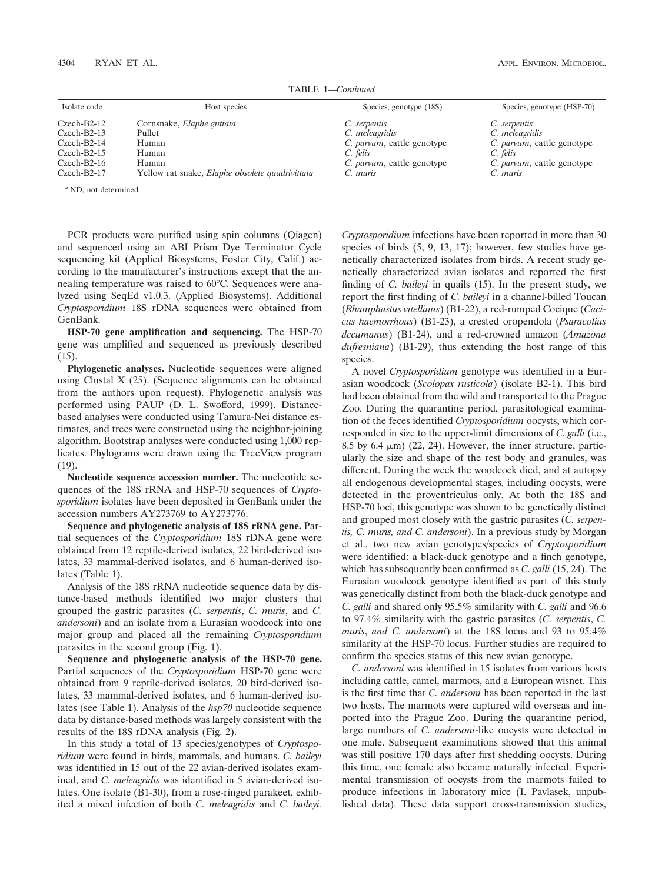TABLE 1—*Continued*

| Isolate code | Host species | Species, genotype (18S) | Species, genotype (HSP-70) |
|---|---|---|---|
| Czech-B2-12 | Cornsnake, *Elaphe guttata* | *C. serpentis* | *C. serpentis* |
| Czech-B2-13 | Pullet | *C. meleagridis* | *C. meleagridis* |
| Czech-B2-14 | Human | *C. parvum*, cattle genotype | *C. parvum*, cattle genotype |
| Czech-B2-15 | Human | *C. felis* | *C. felis* |
| Czech-B2-16 | Human | *C. parvum*, cattle genotype | *C. parvum*, cattle genotype |
| Czech-B2-17 | Yellow rat snake, *Elaphe obsolete quadrivittata* | *C. muris* | *C. muris* |

[a] ND, not determined.

PCR products were purified using spin columns (Qiagen) and sequenced using an ABI Prism Dye Terminator Cycle sequencing kit (Applied Biosystems, Foster City, Calif.) according to the manufacturer's instructions except that the annealing temperature was raised to 60°C. Sequences were analyzed using SeqEd v1.0.3. (Applied Biosystems). Additional *Cryptosporidium* 18S rDNA sequences were obtained from GenBank.

**HSP-70 gene amplification and sequencing.** The HSP-70 gene was amplified and sequenced as previously described (15).

**Phylogenetic analyses.** Nucleotide sequences were aligned using Clustal X (25). (Sequence alignments can be obtained from the authors upon request). Phylogenetic analysis was performed using PAUP (D. L. Swofford, 1999). Distance-based analyses were conducted using Tamura-Nei distance estimates, and trees were constructed using the neighbor-joining algorithm. Bootstrap analyses were conducted using 1,000 replicates. Phylograms were drawn using the TreeView program (19).

**Nucleotide sequence accession number.** The nucleotide sequences of the 18S rRNA and HSP-70 sequences of *Cryptosporidium* isolates have been deposited in GenBank under the accession numbers AY273769 to AY273776.

**Sequence and phylogenetic analysis of 18S rRNA gene.** Partial sequences of the *Cryptosporidium* 18S rDNA gene were obtained from 12 reptile-derived isolates, 22 bird-derived isolates, 33 mammal-derived isolates, and 6 human-derived isolates (Table 1).

Analysis of the 18S rRNA nucleotide sequence data by distance-based methods identified two major clusters that grouped the gastric parasites (*C. serpentis*, *C. muris*, and *C. andersoni*) and an isolate from a Eurasian woodcock into one major group and placed all the remaining *Cryptosporidium* parasites in the second group (Fig. 1).

**Sequence and phylogenetic analysis of the HSP-70 gene.** Partial sequences of the *Cryptosporidium* HSP-70 gene were obtained from 9 reptile-derived isolates, 20 bird-derived isolates, 33 mammal-derived isolates, and 6 human-derived isolates (see Table 1). Analysis of the *hsp70* nucleotide sequence data by distance-based methods was largely consistent with the results of the 18S rDNA analysis (Fig. 2).

In this study a total of 13 species/genotypes of *Cryptosporidium* were found in birds, mammals, and humans. *C. baileyi* was identified in 15 out of the 22 avian-derived isolates examined, and *C. meleagridis* was identified in 5 avian-derived isolates. One isolate (B1-30), from a rose-ringed parakeet, exhibited a mixed infection of both *C. meleagridis* and *C. baileyi*. *Cryptosporidium* infections have been reported in more than 30 species of birds (5, 9, 13, 17); however, few studies have genetically characterized isolates from birds. A recent study genetically characterized avian isolates and reported the first finding of *C. baileyi* in quails (15). In the present study, we report the first finding of *C. baileyi* in a channel-billed Toucan (*Rhamphastus vitellinus*) (B1-22), a red-rumped Cocique (*Cacicus haemorrhous*) (B1-23), a crested oropendola (*Psaracolius decumanus*) (B1-24), and a red-crowned amazon (*Amazona dufresniana*) (B1-29), thus extending the host range of this species.

A novel *Cryptosporidium* genotype was identified in a Eurasian woodcock (*Scolopax rusticola*) (isolate B2-1). This bird had been obtained from the wild and transported to the Prague Zoo. During the quarantine period, parasitological examination of the feces identified *Cryptosporidium* oocysts, which corresponded in size to the upper-limit dimensions of *C. galli* (i.e., 8.5 by 6.4 μm) (22, 24). However, the inner structure, particularly the size and shape of the rest body and granules, was different. During the week the woodcock died, and at autopsy all endogenous developmental stages, including oocysts, were detected in the proventriculus only. At both the 18S and HSP-70 loci, this genotype was shown to be genetically distinct and grouped most closely with the gastric parasites (*C. serpentis, C. muris, and C. andersoni*). In a previous study by Morgan et al., two new avian genotypes/species of *Cryptosporidium* were identified: a black-duck genotype and a finch genotype, which has subsequently been confirmed as *C. galli* (15, 24). The Eurasian woodcock genotype identified as part of this study was genetically distinct from both the black-duck genotype and *C. galli* and shared only 95.5% similarity with *C. galli* and 96.6 to 97.4% similarity with the gastric parasites (*C. serpentis*, *C. muris*, *and C. andersoni*) at the 18S locus and 93 to 95.4% similarity at the HSP-70 locus. Further studies are required to confirm the species status of this new avian genotype.

*C. andersoni* was identified in 15 isolates from various hosts including cattle, camel, marmots, and a European wisnet. This is the first time that *C. andersoni* has been reported in the last two hosts. The marmots were captured wild overseas and imported into the Prague Zoo. During the quarantine period, large numbers of *C. andersoni*-like oocysts were detected in one male. Subsequent examinations showed that this animal was still positive 170 days after first shedding oocysts. During this time, one female also became naturally infected. Experimental transmission of oocysts from the marmots failed to produce infections in laboratory mice (I. Pavlasek, unpublished data). These data support cross-transmission studies,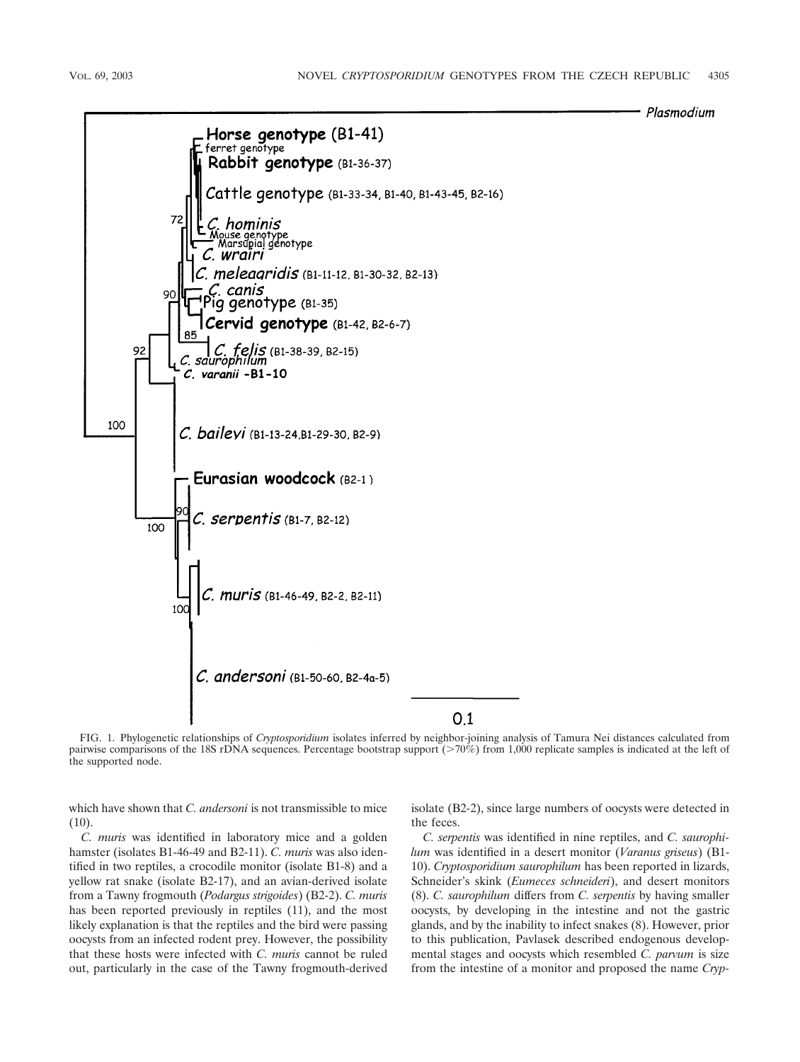FIG. 1. Phylogenetic relationships of *Cryptosporidium* isolates inferred by neighbor-joining analysis of Tamura Nei distances calculated from pairwise comparisons of the 18S rDNA sequences. Percentage bootstrap support (>70%) from 1,000 replicate samples is indicated at the left of the supported node.

which have shown that *C. andersoni* is not transmissible to mice (10).

*C. muris* was identified in laboratory mice and a golden hamster (isolates B1-46-49 and B2-11). *C. muris* was also identified in two reptiles, a crocodile monitor (isolate B1-8) and a yellow rat snake (isolate B2-17), and an avian-derived isolate from a Tawny frogmouth (*Podargus strigoides*) (B2-2). *C. muris* has been reported previously in reptiles (11), and the most likely explanation is that the reptiles and the bird were passing oocysts from an infected rodent prey. However, the possibility that these hosts were infected with *C. muris* cannot be ruled out, particularly in the case of the Tawny frogmouth-derived isolate (B2-2), since large numbers of oocysts were detected in the feces.

*C. serpentis* was identified in nine reptiles, and *C. saurophilum* was identified in a desert monitor (*Varanus griseus*) (B1-10). *Cryptosporidium saurophilum* has been reported in lizards, Schneider's skink (*Eumeces schneideri*), and desert monitors (8). *C. saurophilum* differs from *C. serpentis* by having smaller oocysts, by developing in the intestine and not the gastric glands, and by the inability to infect snakes (8). However, prior to this publication, Pavlasek described endogenous developmental stages and oocysts which resembled *C. parvum* is size from the intestine of a monitor and proposed the name *Cryp-*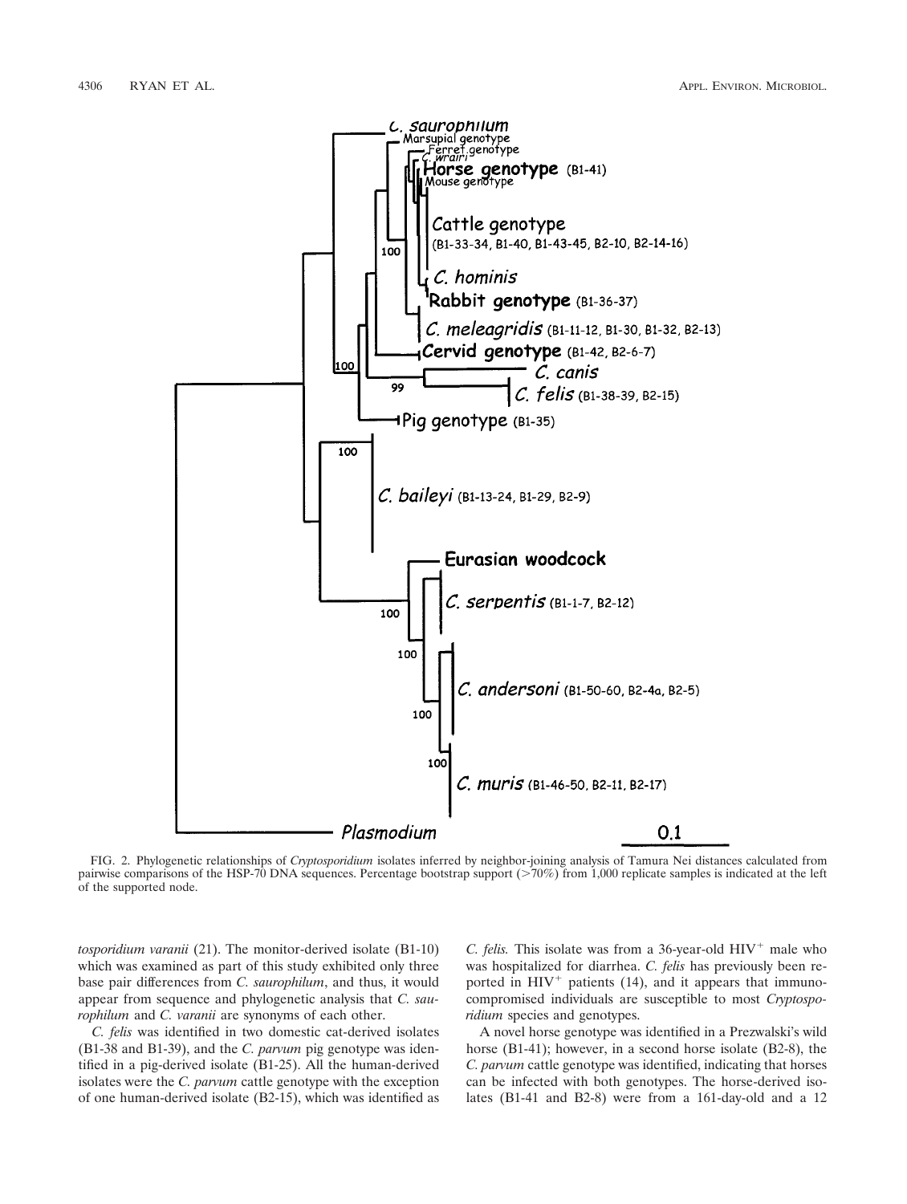FIG. 2. Phylogenetic relationships of *Cryptosporidium* isolates inferred by neighbor-joining analysis of Tamura Nei distances calculated from pairwise comparisons of the HSP-70 DNA sequences. Percentage bootstrap support (>70%) from 1,000 replicate samples is indicated at the left of the supported node.

*tosporidium varanii* (21). The monitor-derived isolate (B1-10) which was examined as part of this study exhibited only three base pair differences from *C. saurophilum*, and thus, it would appear from sequence and phylogenetic analysis that *C. saurophilum* and *C. varanii* are synonyms of each other.

*C. felis* was identified in two domestic cat-derived isolates (B1-38 and B1-39), and the *C. parvum* pig genotype was identified in a pig-derived isolate (B1-25). All the human-derived isolates were the *C. parvum* cattle genotype with the exception of one human-derived isolate (B2-15), which was identified as *C. felis.* This isolate was from a 36-year-old $HIV^+$ male who was hospitalized for diarrhea. *C. felis* has previously been reported in $HIV^+$ patients (14), and it appears that immunocompromised individuals are susceptible to most *Cryptosporidium* species and genotypes.

A novel horse genotype was identified in a Prezwalski's wild horse (B1-41); however, in a second horse isolate (B2-8), the *C. parvum* cattle genotype was identified, indicating that horses can be infected with both genotypes. The horse-derived isolates (B1-41 and B2-8) were from a 161-day-old and a 12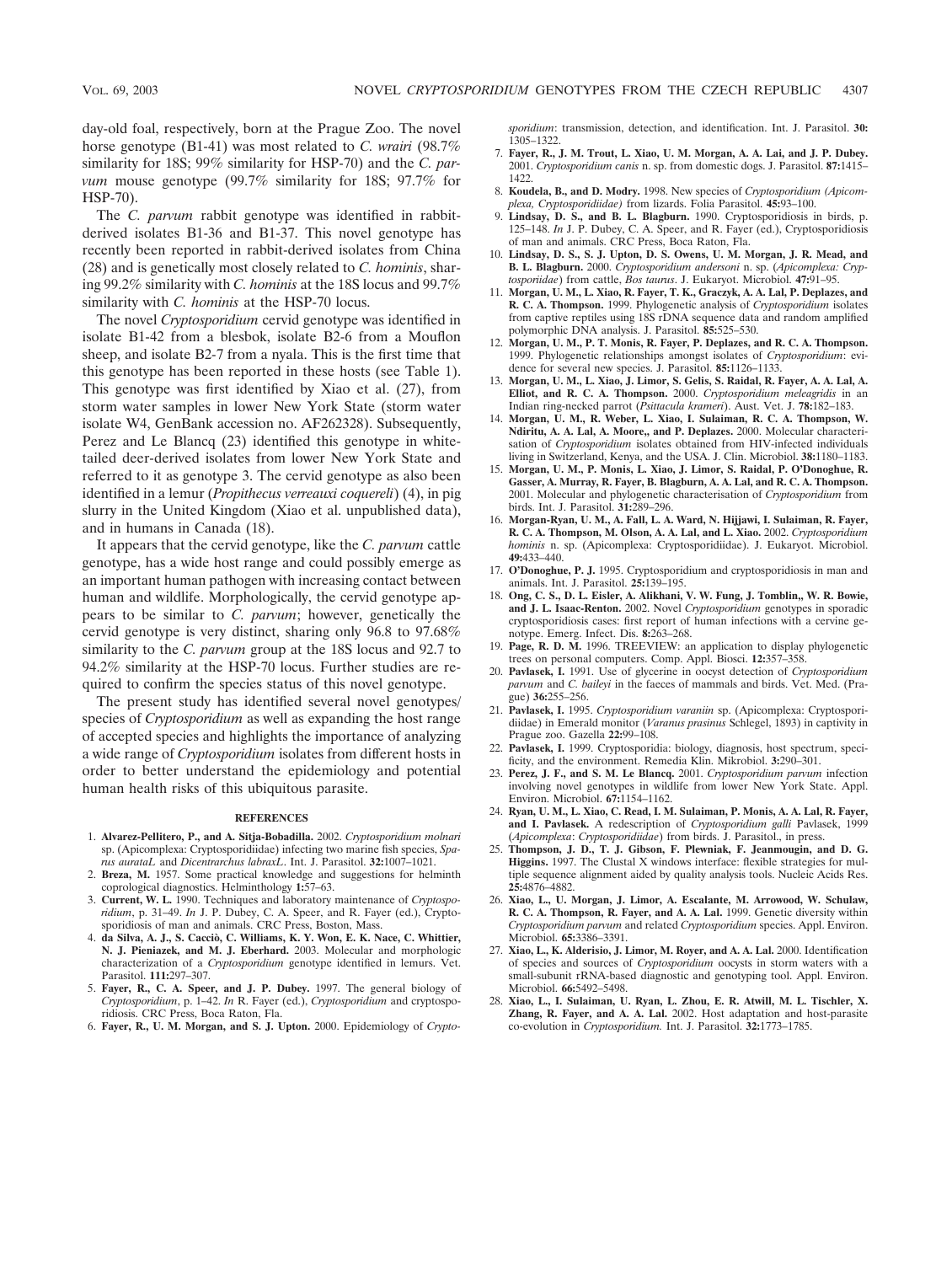day-old foal, respectively, born at the Prague Zoo. The novel horse genotype (B1-41) was most related to *C. wrairi* (98.7% similarity for 18S; 99% similarity for HSP-70) and the *C. parvum* mouse genotype (99.7% similarity for 18S; 97.7% for HSP-70).

The *C. parvum* rabbit genotype was identified in rabbit-derived isolates B1-36 and B1-37. This novel genotype has recently been reported in rabbit-derived isolates from China (28) and is genetically most closely related to *C. hominis*, sharing 99.2% similarity with *C. hominis* at the 18S locus and 99.7% similarity with *C. hominis* at the HSP-70 locus.

The novel *Cryptosporidium* cervid genotype was identified in isolate B1-42 from a blesbok, isolate B2-6 from a Mouflon sheep, and isolate B2-7 from a nyala. This is the first time that this genotype has been reported in these hosts (see Table 1). This genotype was first identified by Xiao et al. (27), from storm water samples in lower New York State (storm water isolate W4, GenBank accession no. AF262328). Subsequently, Perez and Le Blancq (23) identified this genotype in white-tailed deer-derived isolates from lower New York State and referred to it as genotype 3. The cervid genotype as also been identified in a lemur (*Propithecus verreauxi coquereli*) (4), in pig slurry in the United Kingdom (Xiao et al. unpublished data), and in humans in Canada (18).

It appears that the cervid genotype, like the *C. parvum* cattle genotype, has a wide host range and could possibly emerge as an important human pathogen with increasing contact between human and wildlife. Morphologically, the cervid genotype appears to be similar to *C. parvum*; however, genetically the cervid genotype is very distinct, sharing only 96.8 to 97.68% similarity to the *C. parvum* group at the 18S locus and 92.7 to 94.2% similarity at the HSP-70 locus. Further studies are required to confirm the species status of this novel genotype.

The present study has identified several novel genotypes/species of *Cryptosporidium* as well as expanding the host range of accepted species and highlights the importance of analyzing a wide range of *Cryptosporidium* isolates from different hosts in order to better understand the epidemiology and potential human health risks of this ubiquitous parasite.

## REFERENCES

1. **Alvarez-Pellitero, P., and A. Sitja-Bobadilla.** 2002. *Cryptosporidium molnari* sp. (Apicomplexa: Cryptosporidiidae) infecting two marine fish species, *Sparus auratal*L and *Dicentrarchus labrax*L. Int. J. Parasitol. **32:**1007–1021.
2. **Breza, M.** 1957. Some practical knowledge and suggestions for helminth coprological diagnostics. Helminthology **1:**57–63.
3. **Current, W. L.** 1990. Techniques and laboratory maintenance of *Cryptosporidium*, p. 31–49. *In* J. P. Dubey, C. A. Speer, and R. Fayer (ed.), Cryptosporidiosis of man and animals. CRC Press, Boston, Mass.
4. **da Silva, A. J., S. Cacciò, C. Williams, K. Y. Won, E. K. Nace, C. Whittier, N. J. Pieniazek, and M. J. Eberhard.** 2003. Molecular and morphologic characterization of a *Cryptosporidium* genotype identified in lemurs. Vet. Parasitol. **111:**297–307.
5. **Fayer, R., C. A. Speer, and J. P. Dubey.** 1997. The general biology of *Cryptosporidium*, p. 1–42. *In* R. Fayer (ed.), *Cryptosporidium* and cryptosporidiosis. CRC Press, Boca Raton, Fla.
6. **Fayer, R., U. M. Morgan, and S. J. Upton.** 2000. Epidemiology of *Cryptosporidium*: transmission, detection, and identification. Int. J. Parasitol. **30:**1305–1322.
7. **Fayer, R., J. M. Trout, L. Xiao, U. M. Morgan, A. A. Lai, and J. P. Dubey.** 2001. *Cryptosporidium canis* n. sp. from domestic dogs. J. Parasitol. **87:**1415–1422.
8. **Koudela, B., and D. Modry.** 1998. New species of *Cryptosporidium (Apicomplexa, Cryptosporidiidae)* from lizards. Folia Parasitol. **45:**93–100.
9. **Lindsay, D. S., and B. L. Blagburn.** 1990. Cryptosporidiosis in birds, p. 125–148. *In* J. P. Dubey, C. A. Speer, and R. Fayer (ed.), Cryptosporidiosis of man and animals. CRC Press, Boca Raton, Fla.
10. **Lindsay, D. S., S. J. Upton, D. S. Owens, U. M. Morgan, J. R. Mead, and B. L. Blagburn.** 2000. *Cryptosporidium andersoni* n. sp. (*Apicomplexa: Cryptosporiidae*) from cattle, *Bos taurus*. J. Eukaryot. Microbiol. **47:**91–95.
11. **Morgan, U. M., L. Xiao, R. Fayer, T. K., Graczyk, A. A. Lal, P. Deplazes, and R. C. A. Thompson.** 1999. Phylogenetic analysis of *Cryptosporidium* isolates from captive reptiles using 18S rDNA sequence data and random amplified polymorphic DNA analysis. J. Parasitol. **85:**525–530.
12. **Morgan, U. M., P. T. Monis, R. Fayer, P. Deplazes, and R. C. A. Thompson.** 1999. Phylogenetic relationships amongst isolates of *Cryptosporidium*: evidence for several new species. J. Parasitol. **85:**1126–1133.
13. **Morgan, U. M., L. Xiao, J. Limor, S. Gelis, S. Raidal, R. Fayer, A. A. Lal, A. Elliot, and R. C. A. Thompson.** 2000. *Cryptosporidium meleagridis* in an Indian ring-necked parrot (*Psittacula krameri*). Aust. Vet. J. **78:**182–183.
14. **Morgan, U. M., R. Weber, L. Xiao, I. Sulaiman, R. C. A. Thompson, W. Ndiritu, A. A. Lal, A. Moore,, and P. Deplazes.** 2000. Molecular characterisation of *Cryptosporidium* isolates obtained from HIV-infected individuals living in Switzerland, Kenya, and the USA. J. Clin. Microbiol. **38:**1180–1183.
15. **Morgan, U. M., P. Monis, L. Xiao, J. Limor, S. Raidal, P. O'Donoghue, R. Gasser, A. Murray, R. Fayer, B. Blagburn, A. A. Lal, and R. C. A. Thompson.** 2001. Molecular and phylogenetic characterisation of *Cryptosporidium* from birds. Int. J. Parasitol. **31:**289–296.
16. **Morgan-Ryan, U. M., A. Fall, L. A. Ward, N. Hijjawi, I. Sulaiman, R. Fayer, R. C. A. Thompson, M. Olson, A. A. Lal, and L. Xiao.** 2002. *Cryptosporidium hominis* n. sp. (Apicomplexa: Cryptosporidiidae). J. Eukaryot. Microbiol. **49:**433–440.
17. **O'Donoghue, P. J.** 1995. Cryptosporidium and cryptosporidiosis in man and animals. Int. J. Parasitol. **25:**139–195.
18. **Ong, C. S., D. L. Eisler, A. Alikhani, V. W. Fung, J. Tomblin,, W. R. Bowie, and J. L. Isaac-Renton.** 2002. Novel *Cryptosporidium* genotypes in sporadic cryptosporidiosis cases: first report of human infections with a cervine genotype. Emerg. Infect. Dis. **8:**263–268.
19. **Page, R. D. M.** 1996. TREEVIEW: an application to display phylogenetic trees on personal computers. Comp. Appl. Biosci. **12:**357–358.
20. **Pavlasek, I.** 1991. Use of glycerine in oocyst detection of *Cryptosporidium parvum* and *C. baileyi* in the faeces of mammals and birds. Vet. Med. (Prague) **36:**255–256.
21. **Pavlasek, I.** 1995. *Cryptosporidium varaniin* sp. (Apicomplexa: Cryptosporidiidae) in Emerald monitor (*Varanus prasinus* Schlegel, 1893) in captivity in Prague zoo. Gazella **22:**99–108.
22. **Pavlasek, I.** 1999. Cryptosporidia: biology, diagnosis, host spectrum, specificity, and the environment. Remedia Klin. Mikrobiol. **3:**290–301.
23. **Perez, J. F., and S. M. Le Blancq.** 2001. *Cryptosporidium parvum* infection involving novel genotypes in wildlife from lower New York State. Appl. Environ. Microbiol. **67:**1154–1162.
24. **Ryan, U. M., L. Xiao, C. Read, I. M. Sulaiman, P. Monis, A. A. Lal, R. Fayer, and I. Pavlasek.** A redescription of *Cryptosporidium galli* Pavlasek, 1999 (*Apicomplexa*: *Cryptosporidiidae*) from birds. J. Parasitol., in press.
25. **Thompson, J. D., T. J. Gibson, F. Plewniak, F. Jeanmougin, and D. G. Higgins.** 1997. The Clustal X windows interface: flexible strategies for multiple sequence alignment aided by quality analysis tools. Nucleic Acids Res. **25:**4876–4882.
26. **Xiao, L., U. Morgan, J. Limor, A. Escalante, M. Arrowood, W. Schulaw, R. C. A. Thompson, R. Fayer, and A. A. Lal.** 1999. Genetic diversity within *Cryptosporidium parvum* and related *Cryptosporidium* species. Appl. Environ. Microbiol. **65:**3386–3391.
27. **Xiao, L., K. Alderisio, J. Limor, M. Royer, and A. A. Lal.** 2000. Identification of species and sources of *Cryptosporidium* oocysts in storm waters with a small-subunit rRNA-based diagnostic and genotyping tool. Appl. Environ. Microbiol. **66:**5492–5498.
28. **Xiao, L., I. Sulaiman, U. Ryan, L. Zhou, E. R. Atwill, M. L. Tischler, X. Zhang, R. Fayer, and A. A. Lal.** 2002. Host adaptation and host-parasite co-evolution in *Cryptosporidium.* Int. J. Parasitol. **32:**1773–1785.